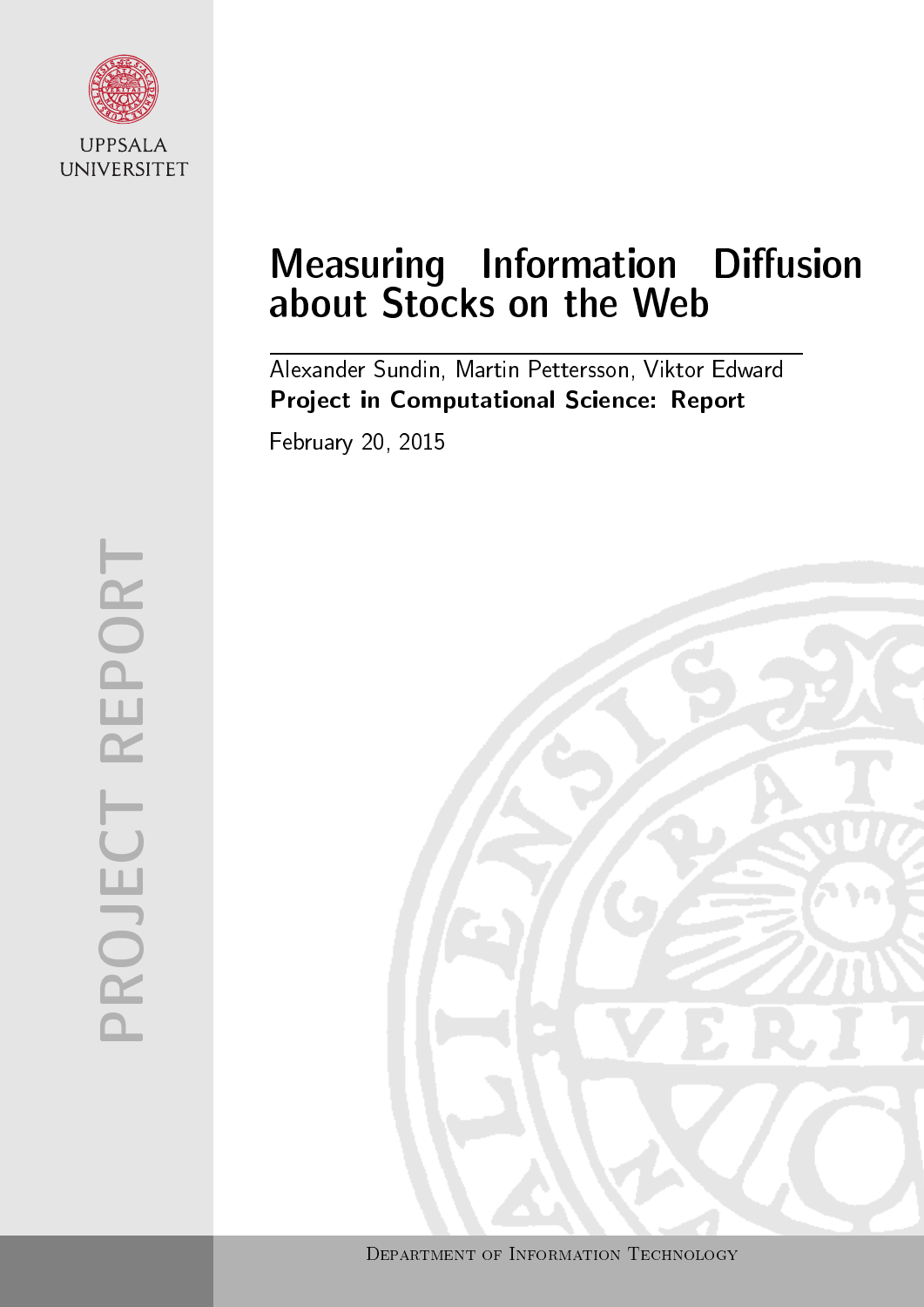UPPSALA UNIVERSITET

# Measuring Information Diffusion about Stocks on the Web

Alexander Sundin, Martin Pettersson, Viktor Edward

**Project in Computational Science: Report**

February 20, 2015

PROJECT REPORT

Department of Information Technology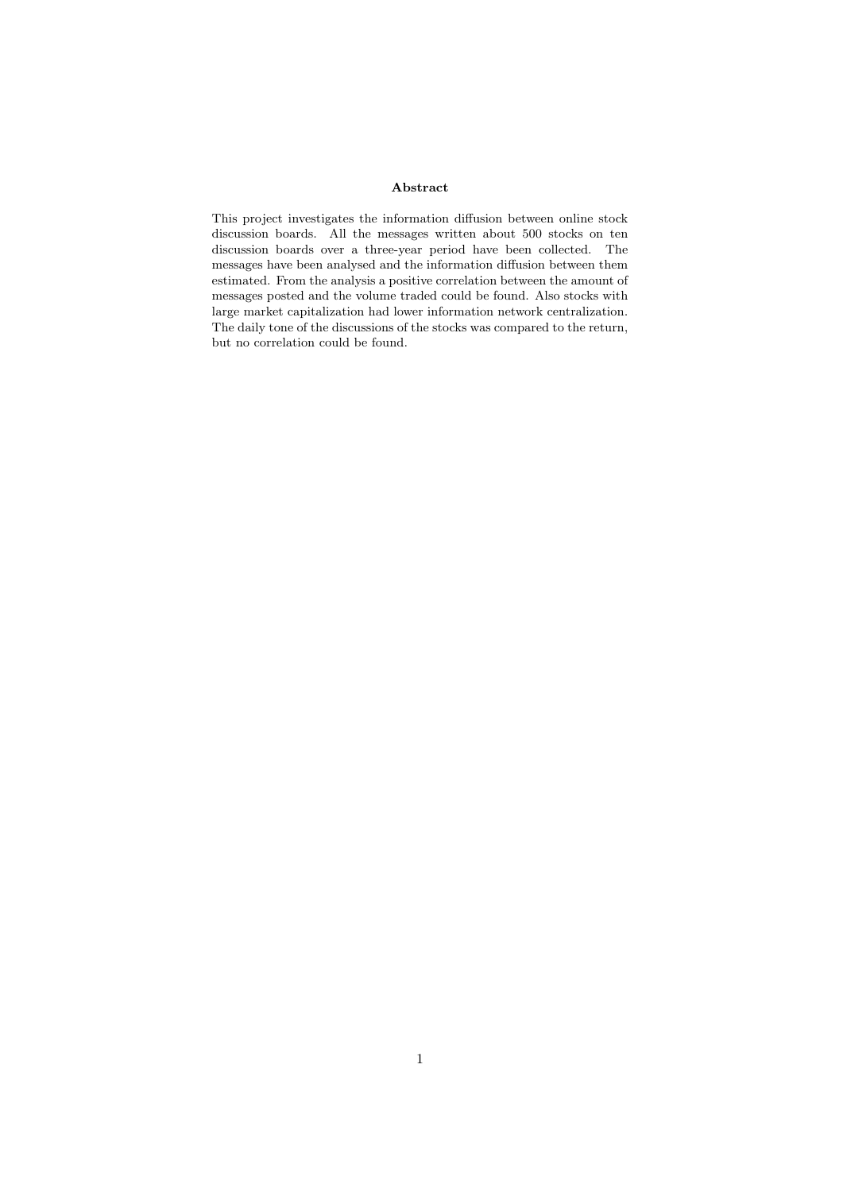## Abstract

This project investigates the information diffusion between online stock discussion boards. All the messages written about 500 stocks on ten discussion boards over a three-year period have been collected. The messages have been analysed and the information diffusion between them estimated. From the analysis a positive correlation between the amount of messages posted and the volume traded could be found. Also stocks with large market capitalization had lower information network centralization. The daily tone of the discussions of the stocks was compared to the return, but no correlation could be found.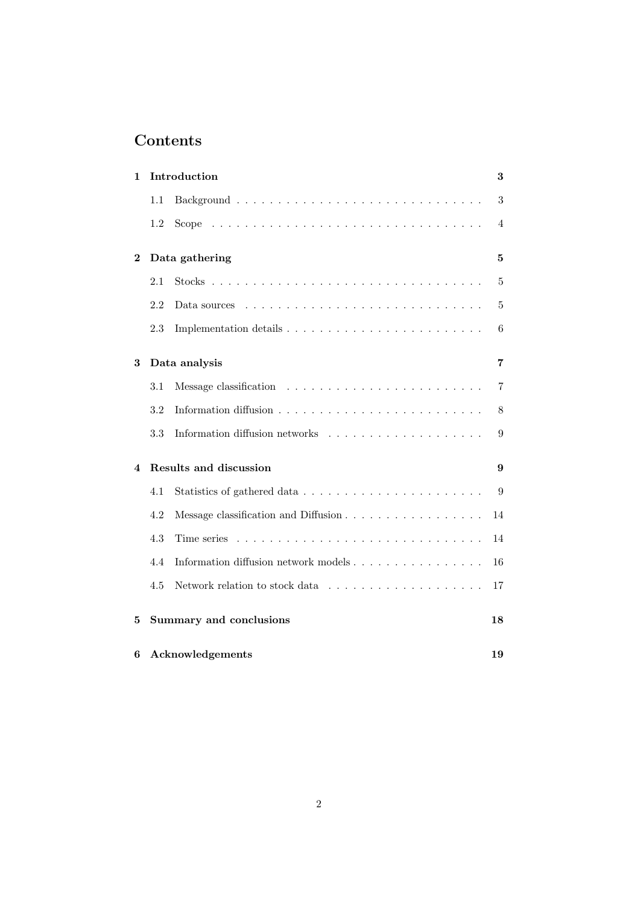# Contents

**1 Introduction** **3**

- 1.1 Background . . . . . . . . . . . . . . . . . . . . . . . . . . . . . . . 3
- 1.2 Scope . . . . . . . . . . . . . . . . . . . . . . . . . . . . . . . . . . 4

**2 Data gathering** **5**

- 2.1 Stocks . . . . . . . . . . . . . . . . . . . . . . . . . . . . . . . . . . 5
- 2.2 Data sources . . . . . . . . . . . . . . . . . . . . . . . . . . . . . . 5
- 2.3 Implementation details . . . . . . . . . . . . . . . . . . . . . . . . . 6

**3 Data analysis** **7**

- 3.1 Message classification . . . . . . . . . . . . . . . . . . . . . . . . . 7
- 3.2 Information diffusion . . . . . . . . . . . . . . . . . . . . . . . . . . 8
- 3.3 Information diffusion networks . . . . . . . . . . . . . . . . . . . . 9

**4 Results and discussion** **9**

- 4.1 Statistics of gathered data . . . . . . . . . . . . . . . . . . . . . . . 9
- 4.2 Message classification and Diffusion . . . . . . . . . . . . . . . . . 14
- 4.3 Time series . . . . . . . . . . . . . . . . . . . . . . . . . . . . . . . 14
- 4.4 Information diffusion network models . . . . . . . . . . . . . . . . 16
- 4.5 Network relation to stock data . . . . . . . . . . . . . . . . . . . . 17

**5 Summary and conclusions** **18**

**6 Acknowledgements** **19**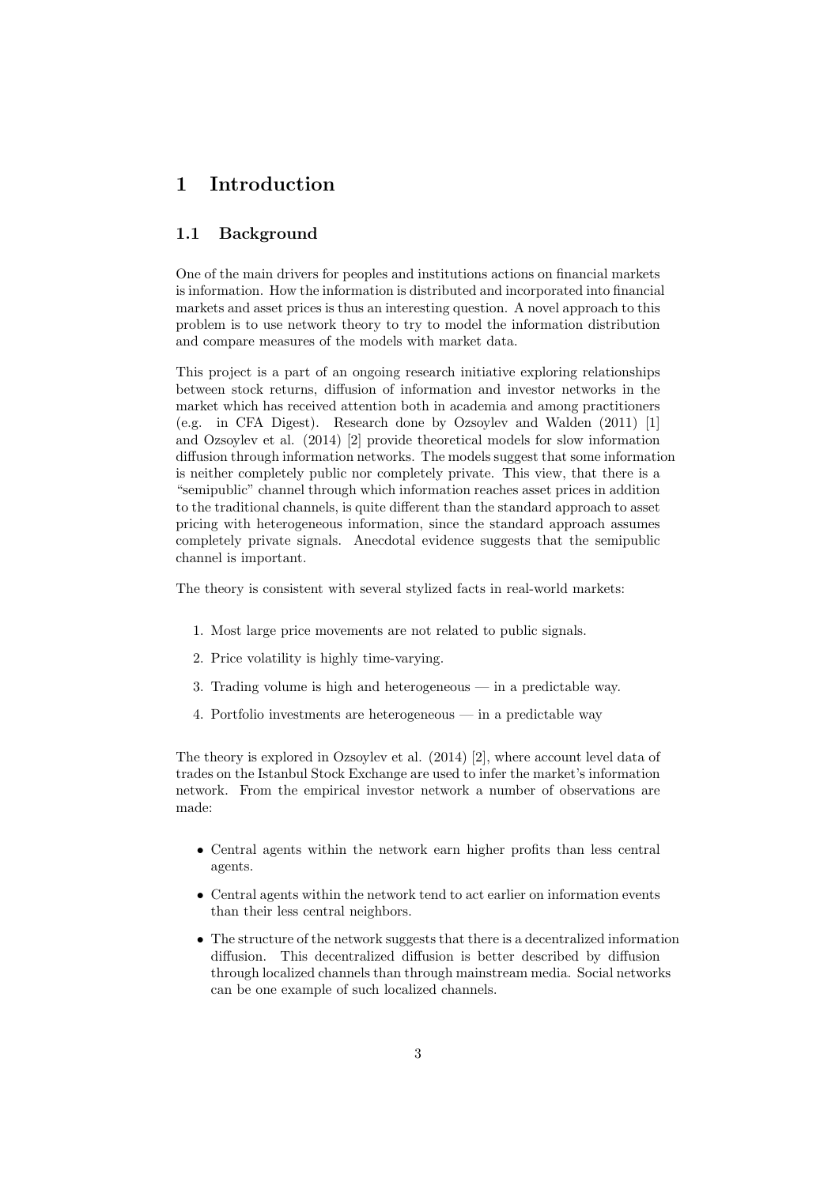# 1 Introduction

## 1.1 Background

One of the main drivers for peoples and institutions actions on financial markets is information. How the information is distributed and incorporated into financial markets and asset prices is thus an interesting question. A novel approach to this problem is to use network theory to try to model the information distribution and compare measures of the models with market data.

This project is a part of an ongoing research initiative exploring relationships between stock returns, diffusion of information and investor networks in the market which has received attention both in academia and among practitioners (e.g. in CFA Digest). Research done by Ozsoylev and Walden (2011) [1] and Ozsoylev et al. (2014) [2] provide theoretical models for slow information diffusion through information networks. The models suggest that some information is neither completely public nor completely private. This view, that there is a "semipublic" channel through which information reaches asset prices in addition to the traditional channels, is quite different than the standard approach to asset pricing with heterogeneous information, since the standard approach assumes completely private signals. Anecdotal evidence suggests that the semipublic channel is important.

The theory is consistent with several stylized facts in real-world markets:

1. Most large price movements are not related to public signals.
2. Price volatility is highly time-varying.
3. Trading volume is high and heterogeneous — in a predictable way.
4. Portfolio investments are heterogeneous — in a predictable way

The theory is explored in Ozsoylev et al. (2014) [2], where account level data of trades on the Istanbul Stock Exchange are used to infer the market's information network. From the empirical investor network a number of observations are made:

- Central agents within the network earn higher profits than less central agents.
- Central agents within the network tend to act earlier on information events than their less central neighbors.
- The structure of the network suggests that there is a decentralized information diffusion. This decentralized diffusion is better described by diffusion through localized channels than through mainstream media. Social networks can be one example of such localized channels.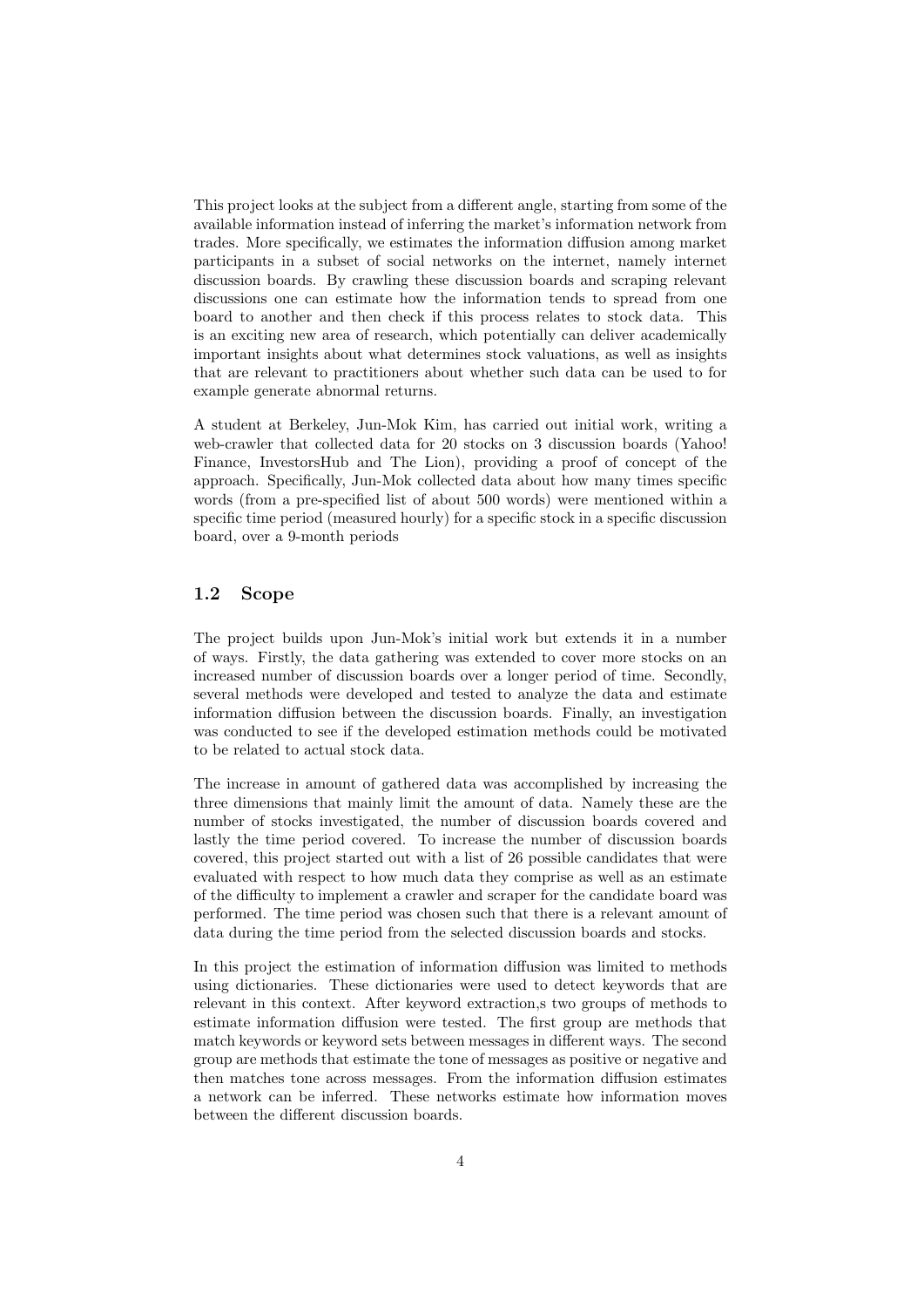This project looks at the subject from a different angle, starting from some of the available information instead of inferring the market's information network from trades. More specifically, we estimates the information diffusion among market participants in a subset of social networks on the internet, namely internet discussion boards. By crawling these discussion boards and scraping relevant discussions one can estimate how the information tends to spread from one board to another and then check if this process relates to stock data. This is an exciting new area of research, which potentially can deliver academically important insights about what determines stock valuations, as well as insights that are relevant to practitioners about whether such data can be used to for example generate abnormal returns.

A student at Berkeley, Jun-Mok Kim, has carried out initial work, writing a web-crawler that collected data for 20 stocks on 3 discussion boards (Yahoo! Finance, InvestorsHub and The Lion), providing a proof of concept of the approach. Specifically, Jun-Mok collected data about how many times specific words (from a pre-specified list of about 500 words) were mentioned within a specific time period (measured hourly) for a specific stock in a specific discussion board, over a 9-month periods

## 1.2 Scope

The project builds upon Jun-Mok's initial work but extends it in a number of ways. Firstly, the data gathering was extended to cover more stocks on an increased number of discussion boards over a longer period of time. Secondly, several methods were developed and tested to analyze the data and estimate information diffusion between the discussion boards. Finally, an investigation was conducted to see if the developed estimation methods could be motivated to be related to actual stock data.

The increase in amount of gathered data was accomplished by increasing the three dimensions that mainly limit the amount of data. Namely these are the number of stocks investigated, the number of discussion boards covered and lastly the time period covered. To increase the number of discussion boards covered, this project started out with a list of 26 possible candidates that were evaluated with respect to how much data they comprise as well as an estimate of the difficulty to implement a crawler and scraper for the candidate board was performed. The time period was chosen such that there is a relevant amount of data during the time period from the selected discussion boards and stocks.

In this project the estimation of information diffusion was limited to methods using dictionaries. These dictionaries were used to detect keywords that are relevant in this context. After keyword extraction,s two groups of methods to estimate information diffusion were tested. The first group are methods that match keywords or keyword sets between messages in different ways. The second group are methods that estimate the tone of messages as positive or negative and then matches tone across messages. From the information diffusion estimates a network can be inferred. These networks estimate how information moves between the different discussion boards.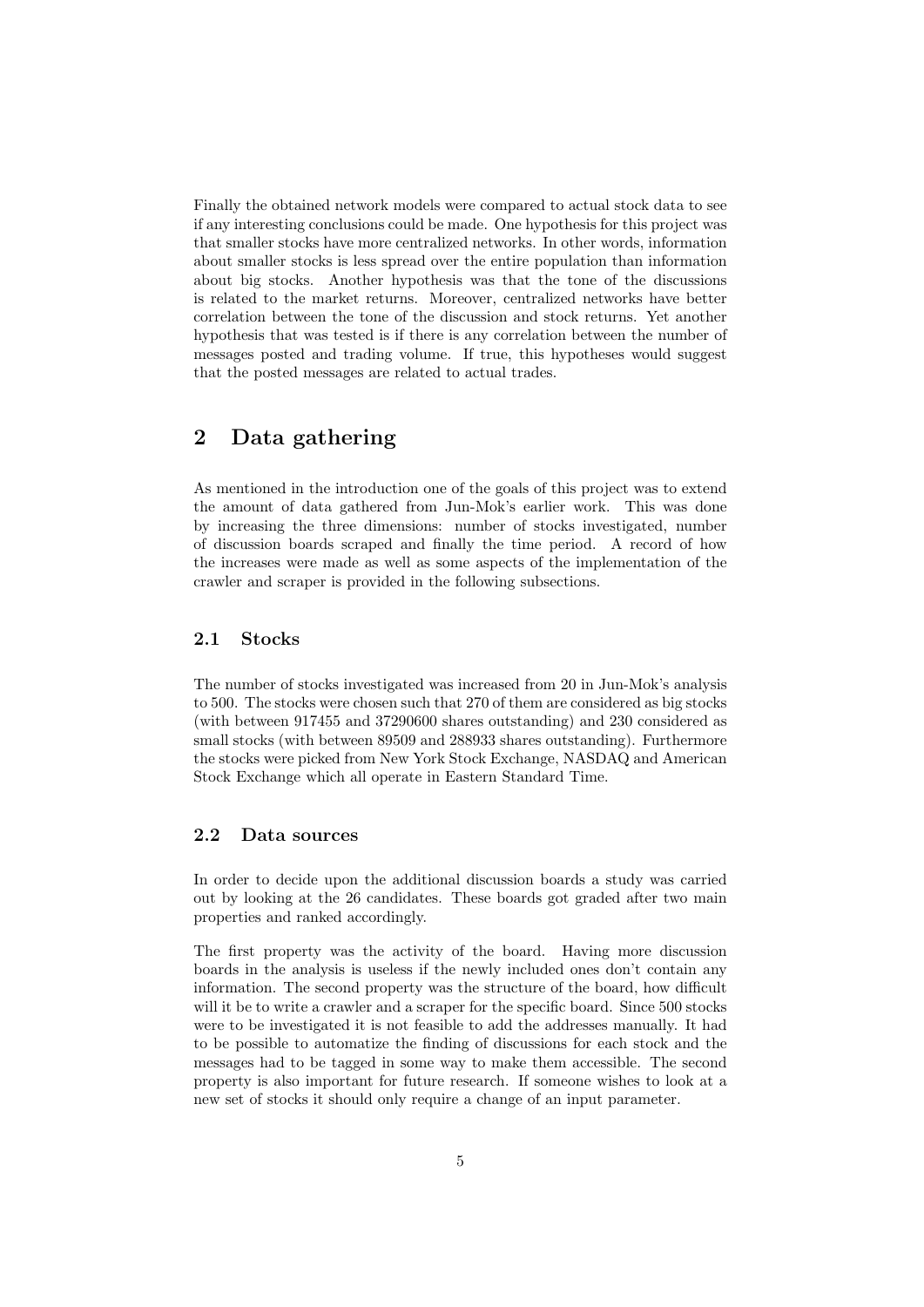Finally the obtained network models were compared to actual stock data to see if any interesting conclusions could be made. One hypothesis for this project was that smaller stocks have more centralized networks. In other words, information about smaller stocks is less spread over the entire population than information about big stocks. Another hypothesis was that the tone of the discussions is related to the market returns. Moreover, centralized networks have better correlation between the tone of the discussion and stock returns. Yet another hypothesis that was tested is if there is any correlation between the number of messages posted and trading volume. If true, this hypotheses would suggest that the posted messages are related to actual trades.

## 2 Data gathering

As mentioned in the introduction one of the goals of this project was to extend the amount of data gathered from Jun-Mok's earlier work. This was done by increasing the three dimensions: number of stocks investigated, number of discussion boards scraped and finally the time period. A record of how the increases were made as well as some aspects of the implementation of the crawler and scraper is provided in the following subsections.

### 2.1 Stocks

The number of stocks investigated was increased from 20 in Jun-Mok's analysis to 500. The stocks were chosen such that 270 of them are considered as big stocks (with between 917455 and 37290600 shares outstanding) and 230 considered as small stocks (with between 89509 and 288933 shares outstanding). Furthermore the stocks were picked from New York Stock Exchange, NASDAQ and American Stock Exchange which all operate in Eastern Standard Time.

### 2.2 Data sources

In order to decide upon the additional discussion boards a study was carried out by looking at the 26 candidates. These boards got graded after two main properties and ranked accordingly.

The first property was the activity of the board. Having more discussion boards in the analysis is useless if the newly included ones don't contain any information. The second property was the structure of the board, how difficult will it be to write a crawler and a scraper for the specific board. Since 500 stocks were to be investigated it is not feasible to add the addresses manually. It had to be possible to automatize the finding of discussions for each stock and the messages had to be tagged in some way to make them accessible. The second property is also important for future research. If someone wishes to look at a new set of stocks it should only require a change of an input parameter.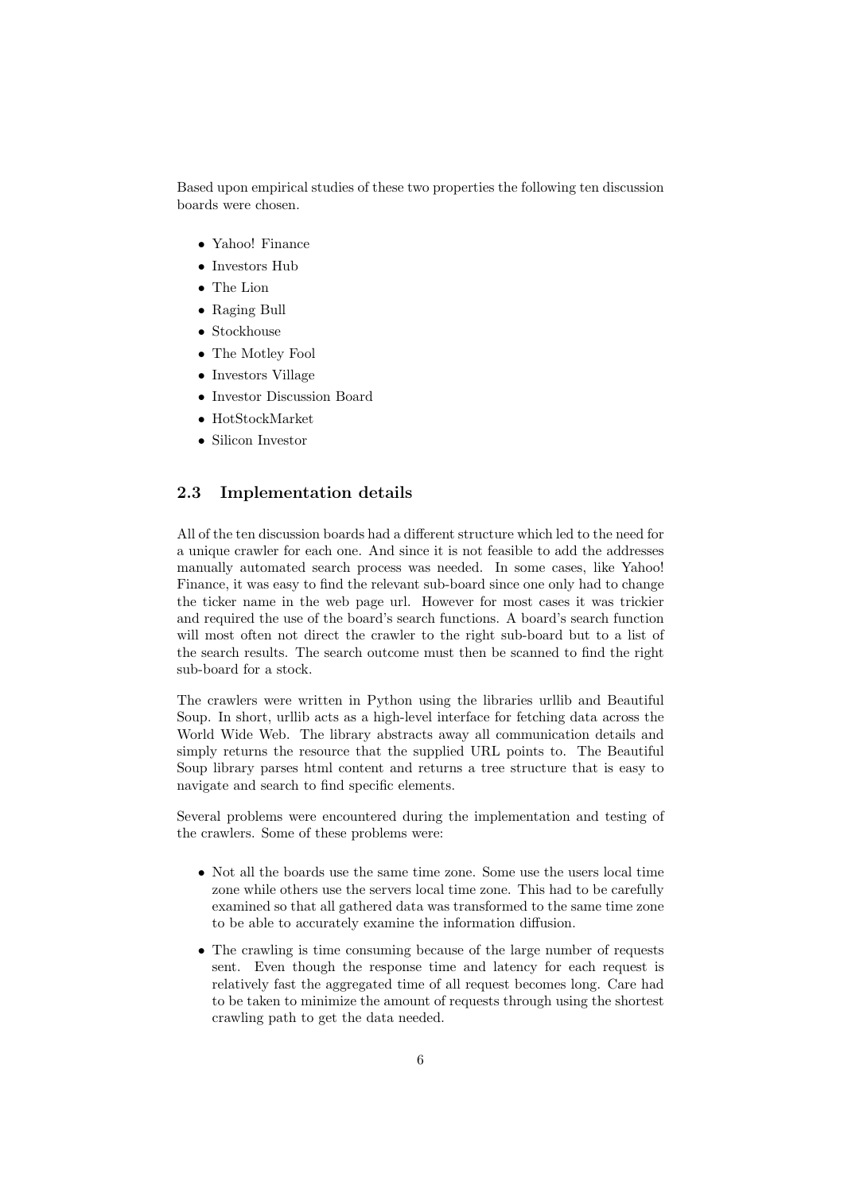Based upon empirical studies of these two properties the following ten discussion boards were chosen.

- Yahoo! Finance
- Investors Hub
- The Lion
- Raging Bull
- Stockhouse
- The Motley Fool
- Investors Village
- Investor Discussion Board
- HotStockMarket
- Silicon Investor

## 2.3 Implementation details

All of the ten discussion boards had a different structure which led to the need for a unique crawler for each one. And since it is not feasible to add the addresses manually automated search process was needed. In some cases, like Yahoo! Finance, it was easy to find the relevant sub-board since one only had to change the ticker name in the web page url. However for most cases it was trickier and required the use of the board's search functions. A board's search function will most often not direct the crawler to the right sub-board but to a list of the search results. The search outcome must then be scanned to find the right sub-board for a stock.

The crawlers were written in Python using the libraries urllib and Beautiful Soup. In short, urllib acts as a high-level interface for fetching data across the World Wide Web. The library abstracts away all communication details and simply returns the resource that the supplied URL points to. The Beautiful Soup library parses html content and returns a tree structure that is easy to navigate and search to find specific elements.

Several problems were encountered during the implementation and testing of the crawlers. Some of these problems were:

- Not all the boards use the same time zone. Some use the users local time zone while others use the servers local time zone. This had to be carefully examined so that all gathered data was transformed to the same time zone to be able to accurately examine the information diffusion.
- The crawling is time consuming because of the large number of requests sent. Even though the response time and latency for each request is relatively fast the aggregated time of all request becomes long. Care had to be taken to minimize the amount of requests through using the shortest crawling path to get the data needed.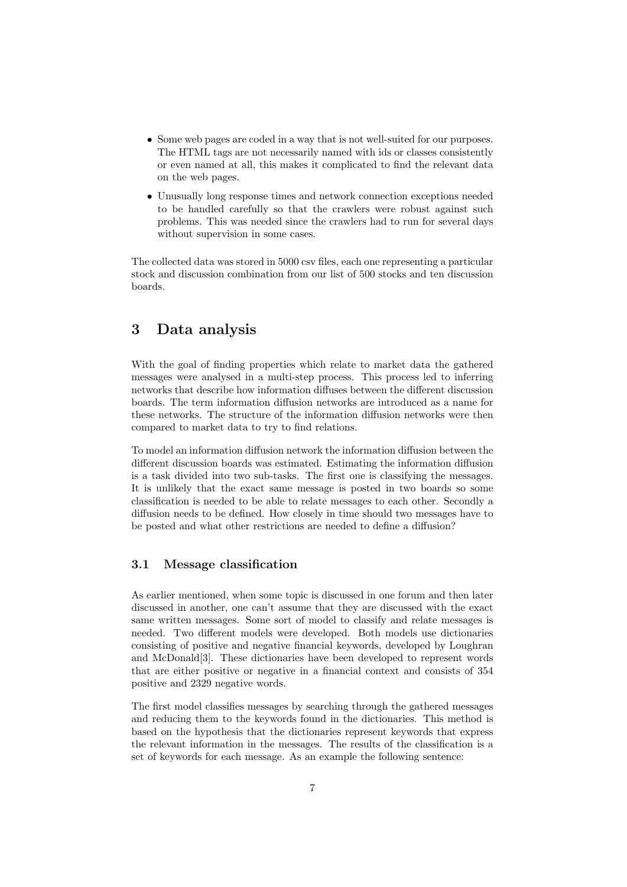- Some web pages are coded in a way that is not well-suited for our purposes. The HTML tags are not necessarily named with ids or classes consistently or even named at all, this makes it complicated to find the relevant data on the web pages.
- Unusually long response times and network connection exceptions needed to be handled carefully so that the crawlers were robust against such problems. This was needed since the crawlers had to run for several days without supervision in some cases.

The collected data was stored in 5000 csv files, each one representing a particular stock and discussion combination from our list of 500 stocks and ten discussion boards.

# 3 Data analysis

With the goal of finding properties which relate to market data the gathered messages were analysed in a multi-step process. This process led to inferring networks that describe how information diffuses between the different discussion boards. The term information diffusion networks are introduced as a name for these networks. The structure of the information diffusion networks were then compared to market data to try to find relations.

To model an information diffusion network the information diffusion between the different discussion boards was estimated. Estimating the information diffusion is a task divided into two sub-tasks. The first one is classifying the messages. It is unlikely that the exact same message is posted in two boards so some classification is needed to be able to relate messages to each other. Secondly a diffusion needs to be defined. How closely in time should two messages have to be posted and what other restrictions are needed to define a diffusion?

## 3.1 Message classification

As earlier mentioned, when some topic is discussed in one forum and then later discussed in another, one can't assume that they are discussed with the exact same written messages. Some sort of model to classify and relate messages is needed. Two different models were developed. Both models use dictionaries consisting of positive and negative financial keywords, developed by Loughran and McDonald[3]. These dictionaries have been developed to represent words that are either positive or negative in a financial context and consists of 354 positive and 2329 negative words.

The first model classifies messages by searching through the gathered messages and reducing them to the keywords found in the dictionaries. This method is based on the hypothesis that the dictionaries represent keywords that express the relevant information in the messages. The results of the classification is a set of keywords for each message. As an example the following sentence: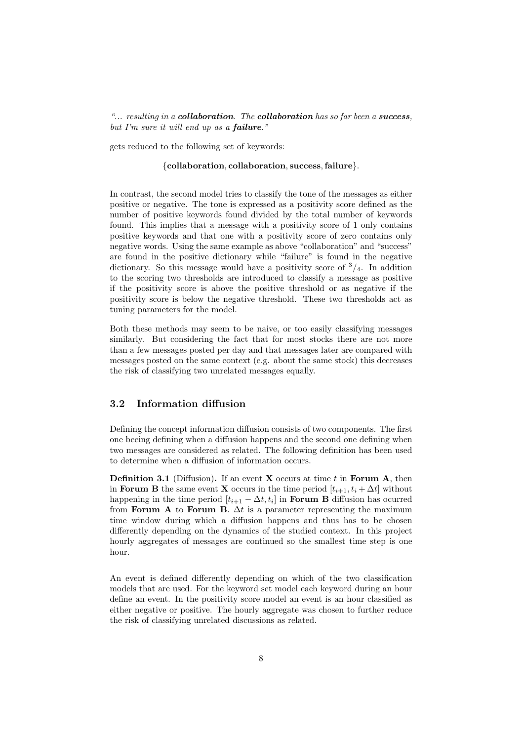*"... resulting in a **collaboration**. The **collaboration** has so far been a **success**, but I'm sure it will end up as a **failure**."*

gets reduced to the following set of keywords:

$$\{\textbf{collaboration}, \textbf{collaboration}, \textbf{success}, \textbf{failure}\}.$$

In contrast, the second model tries to classify the tone of the messages as either positive or negative. The tone is expressed as a positivity score defined as the number of positive keywords found divided by the total number of keywords found. This implies that a message with a positivity score of 1 only contains positive keywords and that one with a positivity score of zero contains only negative words. Using the same example as above "collaboration" and "success" are found in the positive dictionary while "failure" is found in the negative dictionary. So this message would have a positivity score of $^3/_4$. In addition to the scoring two thresholds are introduced to classify a message as positive if the positivity score is above the positive threshold or as negative if the positivity score is below the negative threshold. These two thresholds act as tuning parameters for the model.

Both these methods may seem to be naive, or too easily classifying messages similarly. But considering the fact that for most stocks there are not more than a few messages posted per day and that messages later are compared with messages posted on the same context (e.g. about the same stock) this decreases the risk of classifying two unrelated messages equally.

## 3.2 Information diffusion

Defining the concept information diffusion consists of two components. The first one beeing defining when a diffusion happens and the second one defining when two messages are considered as related. The following definition has been used to determine when a diffusion of information occurs.

**Definition 3.1** (Diffusion)**.** If an event **X** occurs at time $t$ in **Forum A**, then in **Forum B** the same event **X** occurs in the time period $[t_{i+1}, t_i + \Delta t]$ without happening in the time period $[t_{i+1} - \Delta t, t_i]$ in **Forum B** diffusion has ocurred from **Forum A** to **Forum B**. $\Delta t$ is a parameter representing the maximum time window during which a diffusion happens and thus has to be chosen differently depending on the dynamics of the studied context. In this project hourly aggregates of messages are continued so the smallest time step is one hour.

An event is defined differently depending on which of the two classification models that are used. For the keyword set model each keyword during an hour define an event. In the positivity score model an event is an hour classified as either negative or positive. The hourly aggregate was chosen to further reduce the risk of classifying unrelated discussions as related.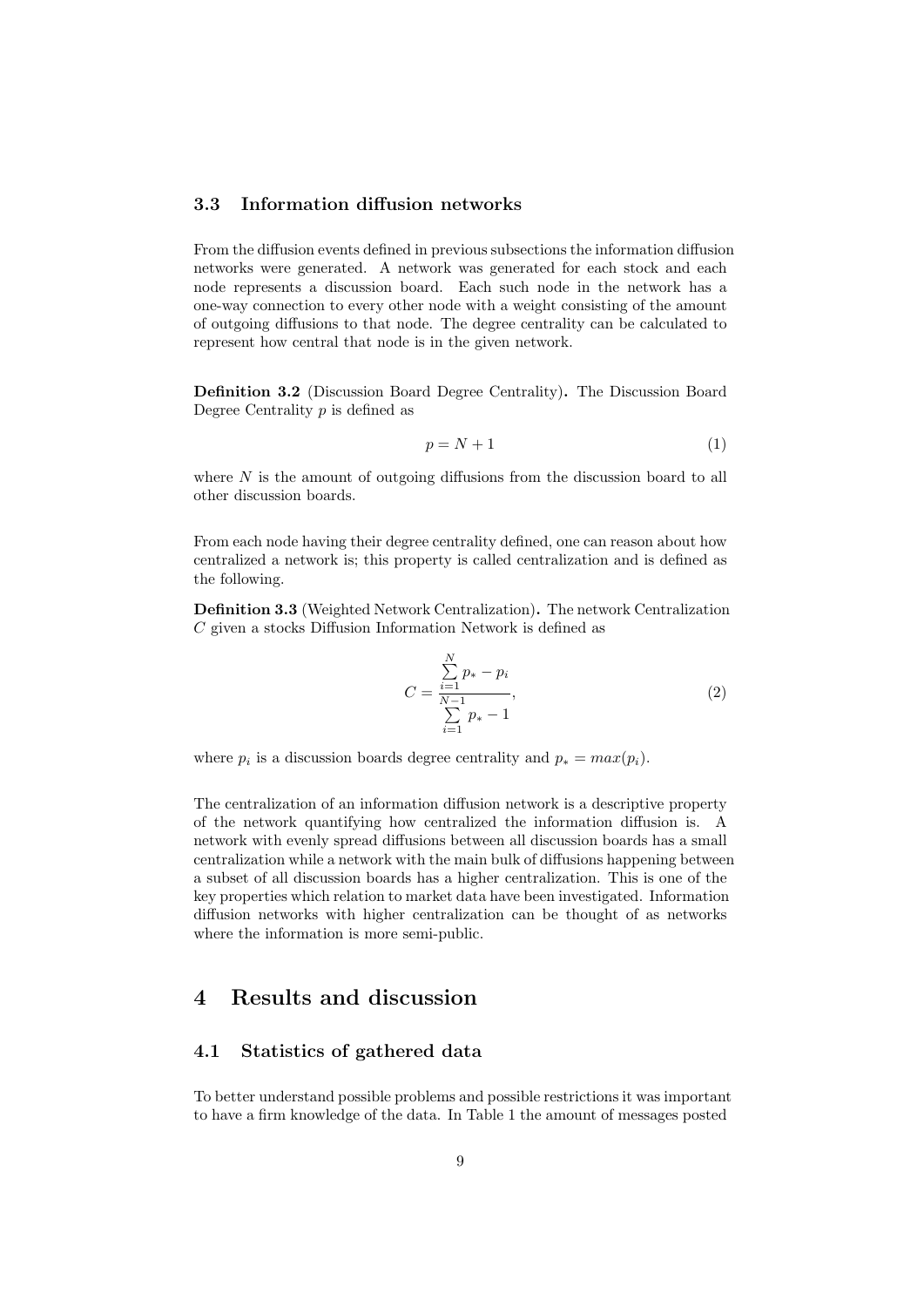### 3.3 Information diffusion networks

From the diffusion events defined in previous subsections the information diffusion networks were generated. A network was generated for each stock and each node represents a discussion board. Each such node in the network has a one-way connection to every other node with a weight consisting of the amount of outgoing diffusions to that node. The degree centrality can be calculated to represent how central that node is in the given network.

**Definition 3.2** (Discussion Board Degree Centrality)**.** The Discussion Board Degree Centrality $p$ is defined as

$$p = N + 1 \tag{1}$$

where $N$ is the amount of outgoing diffusions from the discussion board to all other discussion boards.

From each node having their degree centrality defined, one can reason about how centralized a network is; this property is called centralization and is defined as the following.

**Definition 3.3** (Weighted Network Centralization)**.** The network Centralization $C$ given a stocks Diffusion Information Network is defined as

$$C = \frac{\sum_{i=1}^{N} p_* - p_i}{\sum_{i=1}^{N-1} p_* - 1}, \tag{2}$$

where $p_i$ is a discussion boards degree centrality and $p_* = max(p_i)$.

The centralization of an information diffusion network is a descriptive property of the network quantifying how centralized the information diffusion is. A network with evenly spread diffusions between all discussion boards has a small centralization while a network with the main bulk of diffusions happening between a subset of all discussion boards has a higher centralization. This is one of the key properties which relation to market data have been investigated. Information diffusion networks with higher centralization can be thought of as networks where the information is more semi-public.

# 4 Results and discussion

### 4.1 Statistics of gathered data

To better understand possible problems and possible restrictions it was important to have a firm knowledge of the data. In Table 1 the amount of messages posted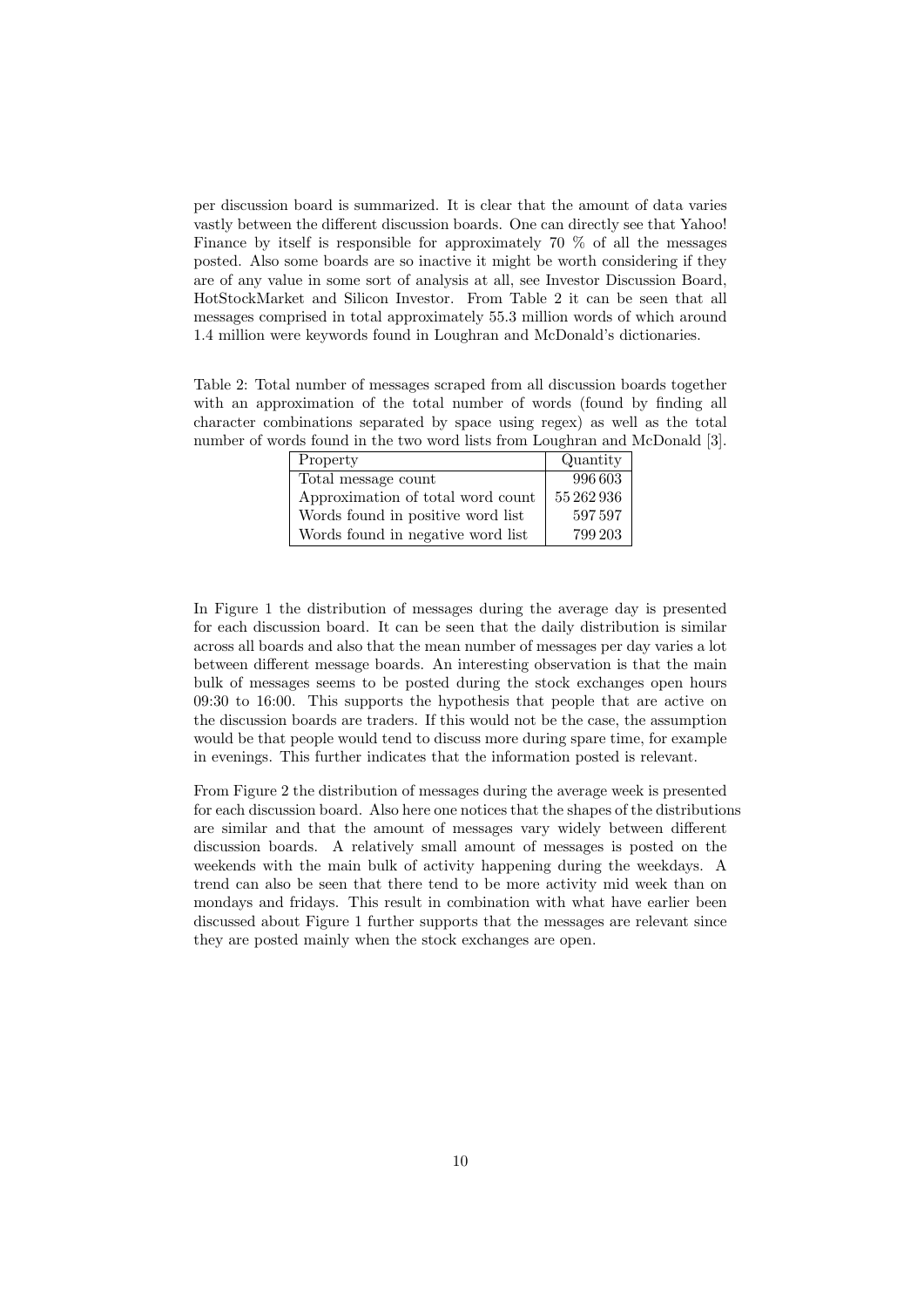per discussion board is summarized. It is clear that the amount of data varies vastly between the different discussion boards. One can directly see that Yahoo! Finance by itself is responsible for approximately 70 % of all the messages posted. Also some boards are so inactive it might be worth considering if they are of any value in some sort of analysis at all, see Investor Discussion Board, HotStockMarket and Silicon Investor. From Table 2 it can be seen that all messages comprised in total approximately 55.3 million words of which around 1.4 million were keywords found in Loughran and McDonald's dictionaries.

Table 2: Total number of messages scraped from all discussion boards together with an approximation of the total number of words (found by finding all character combinations separated by space using regex) as well as the total number of words found in the two word lists from Loughran and McDonald [3].

| Property | Quantity |
|---|---|
| Total message count | 996 603 |
| Approximation of total word count | 55 262 936 |
| Words found in positive word list | 597 597 |
| Words found in negative word list | 799 203 |

In Figure 1 the distribution of messages during the average day is presented for each discussion board. It can be seen that the daily distribution is similar across all boards and also that the mean number of messages per day varies a lot between different message boards. An interesting observation is that the main bulk of messages seems to be posted during the stock exchanges open hours 09:30 to 16:00. This supports the hypothesis that people that are active on the discussion boards are traders. If this would not be the case, the assumption would be that people would tend to discuss more during spare time, for example in evenings. This further indicates that the information posted is relevant.

From Figure 2 the distribution of messages during the average week is presented for each discussion board. Also here one notices that the shapes of the distributions are similar and that the amount of messages vary widely between different discussion boards. A relatively small amount of messages is posted on the weekends with the main bulk of activity happening during the weekdays. A trend can also be seen that there tend to be more activity mid week than on mondays and fridays. This result in combination with what have earlier been discussed about Figure 1 further supports that the messages are relevant since they are posted mainly when the stock exchanges are open.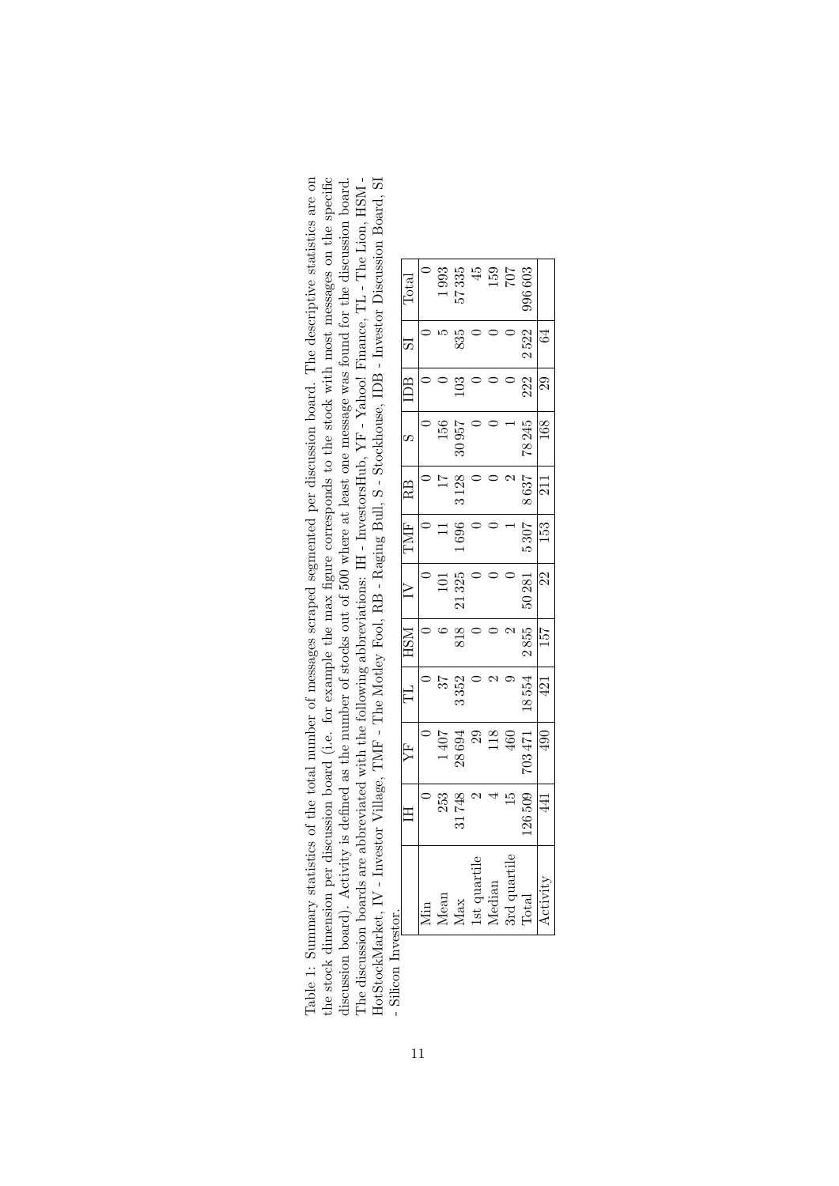Table 1: Summary statistics of the total number of messages scraped segmented per discussion board. The descriptive statistics are on the stock dimension per discussion board (i.e. for example the max figure corresponds to the stock with most messages on the specific discussion board). Activity is defined as the number of stocks out of 500 where at least one message was found for the discussion board. The discussion boards are abbreviated with the following abbreviations: IH - InvestorsHub, YF - Yahoo! Finance, TL - The Lion, HSM - HotStockMarket, IV - Investor Village, TMF - The Motley Fool, RB - Raging Bull, S - Stockhouse, IDB - Investor Discussion Board, SI - Silicon Investor.

| | IH | YF | TL | HSM | IV | TMF | RB | S | IDB | SI | Total |
|---|---|---|---|---|---|---|---|---|---|---|---|
| Min | 0 | 0 | 0 | 0 | 0 | 0 | 0 | 0 | 0 | 0 | 0 |
| Mean | 253 | 1 407 | 37 | 6 | 101 | 11 | 17 | 156 | 0 | 5 | 1 993 |
| Max | 31 748 | 28 694 | 3 352 | 818 | 21 325 | 1 696 | 3 128 | 30 957 | 103 | 835 | 57 335 |
| 1st quartile | 2 | 29 | 0 | 0 | 0 | 0 | 0 | 0 | 0 | 0 | 45 |
| Median | 4 | 118 | 2 | 0 | 0 | 0 | 0 | 0 | 0 | 0 | 159 |
| 3rd quartile | 15 | 460 | 9 | 2 | 0 | 1 | 2 | 1 | 0 | 0 | 707 |
| Total | 126 509 | 703 471 | 18 554 | 2 855 | 50 281 | 5 307 | 8 637 | 78 245 | 222 | 2 522 | 996 603 |
| Activity | 441 | 490 | 421 | 157 | 22 | 153 | 211 | 168 | 29 | 64 | |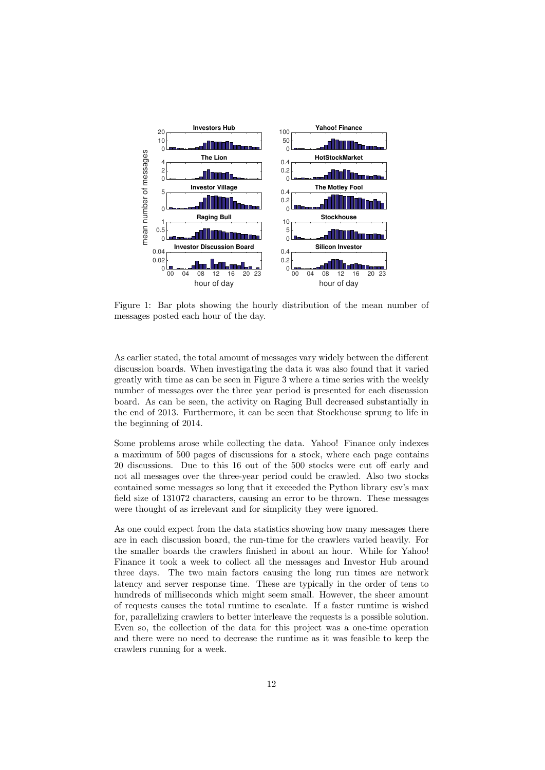Figure 1: Bar plots showing the hourly distribution of the mean number of messages posted each hour of the day.

As earlier stated, the total amount of messages vary widely between the different discussion boards. When investigating the data it was also found that it varied greatly with time as can be seen in Figure 3 where a time series with the weekly number of messages over the three year period is presented for each discussion board. As can be seen, the activity on Raging Bull decreased substantially in the end of 2013. Furthermore, it can be seen that Stockhouse sprung to life in the beginning of 2014.

Some problems arose while collecting the data. Yahoo! Finance only indexes a maximum of 500 pages of discussions for a stock, where each page contains 20 discussions. Due to this 16 out of the 500 stocks were cut off early and not all messages over the three-year period could be crawled. Also two stocks contained some messages so long that it exceeded the Python library csv's max field size of 131072 characters, causing an error to be thrown. These messages were thought of as irrelevant and for simplicity they were ignored.

As one could expect from the data statistics showing how many messages there are in each discussion board, the run-time for the crawlers varied heavily. For the smaller boards the crawlers finished in about an hour. While for Yahoo! Finance it took a week to collect all the messages and Investor Hub around three days. The two main factors causing the long run times are network latency and server response time. These are typically in the order of tens to hundreds of milliseconds which might seem small. However, the sheer amount of requests causes the total runtime to escalate. If a faster runtime is wished for, parallelizing crawlers to better interleave the requests is a possible solution. Even so, the collection of the data for this project was a one-time operation and there were no need to decrease the runtime as it was feasible to keep the crawlers running for a week.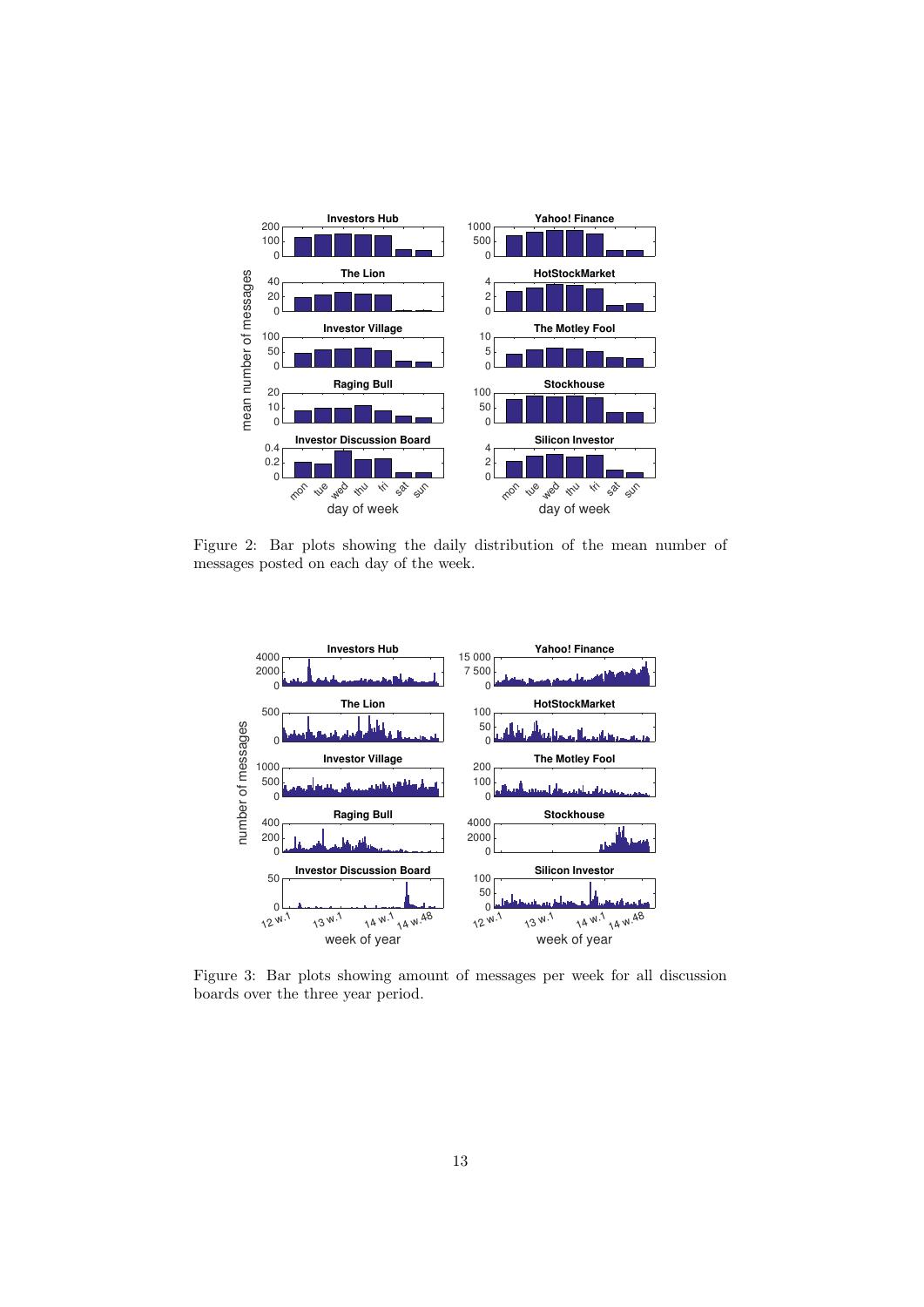Figure 2: Bar plots showing the daily distribution of the mean number of messages posted on each day of the week.

Figure 3: Bar plots showing amount of messages per week for all discussion boards over the three year period.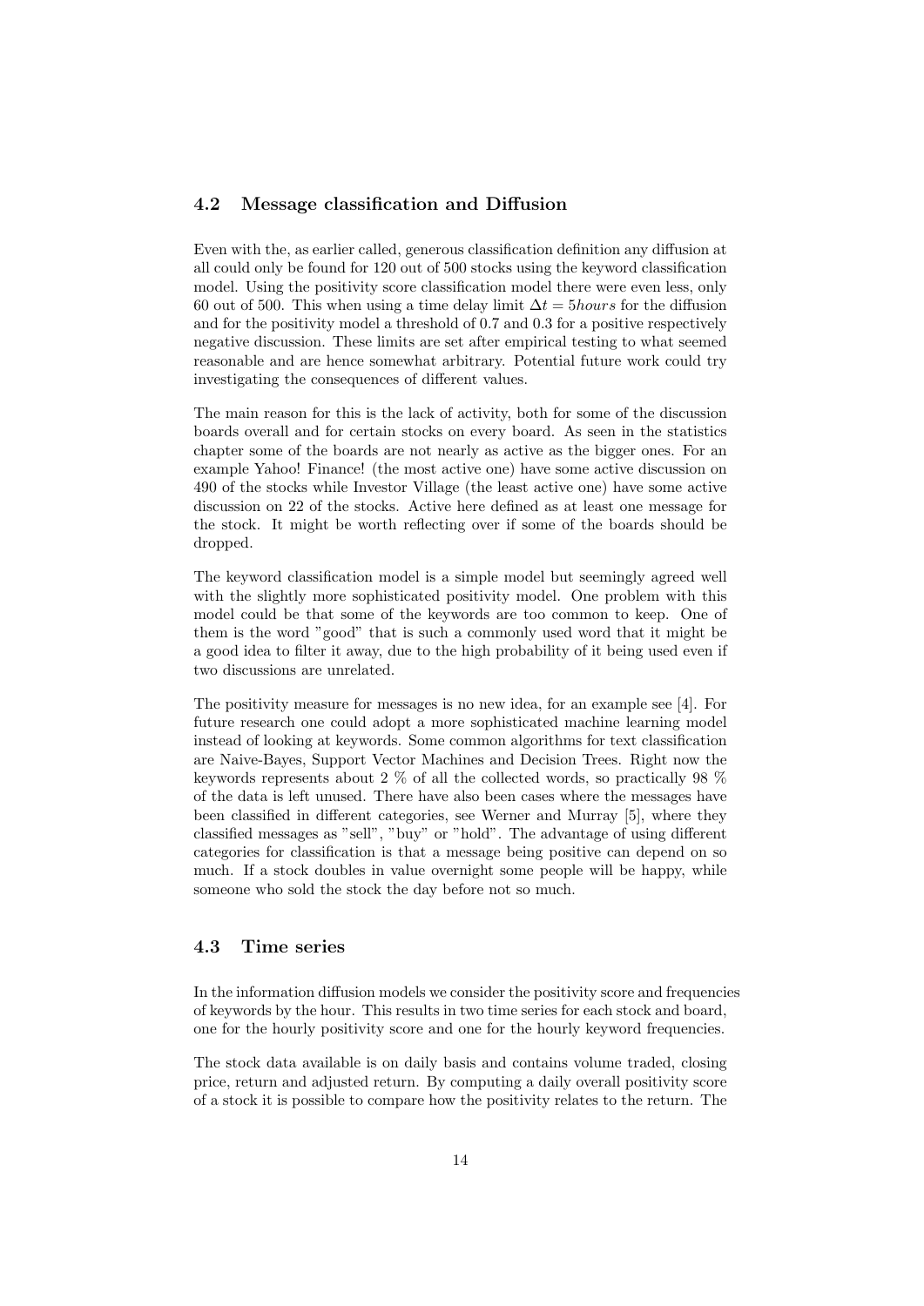## 4.2 Message classification and Diffusion

Even with the, as earlier called, generous classification definition any diffusion at all could only be found for 120 out of 500 stocks using the keyword classification model. Using the positivity score classification model there were even less, only 60 out of 500. This when using a time delay limit $\Delta t = 5 hours$ for the diffusion and for the positivity model a threshold of 0.7 and 0.3 for a positive respectively negative discussion. These limits are set after empirical testing to what seemed reasonable and are hence somewhat arbitrary. Potential future work could try investigating the consequences of different values.

The main reason for this is the lack of activity, both for some of the discussion boards overall and for certain stocks on every board. As seen in the statistics chapter some of the boards are not nearly as active as the bigger ones. For an example Yahoo! Finance! (the most active one) have some active discussion on 490 of the stocks while Investor Village (the least active one) have some active discussion on 22 of the stocks. Active here defined as at least one message for the stock. It might be worth reflecting over if some of the boards should be dropped.

The keyword classification model is a simple model but seemingly agreed well with the slightly more sophisticated positivity model. One problem with this model could be that some of the keywords are too common to keep. One of them is the word "good" that is such a commonly used word that it might be a good idea to filter it away, due to the high probability of it being used even if two discussions are unrelated.

The positivity measure for messages is no new idea, for an example see [4]. For future research one could adopt a more sophisticated machine learning model instead of looking at keywords. Some common algorithms for text classification are Naive-Bayes, Support Vector Machines and Decision Trees. Right now the keywords represents about 2 % of all the collected words, so practically 98 % of the data is left unused. There have also been cases where the messages have been classified in different categories, see Werner and Murray [5], where they classified messages as "sell", "buy" or "hold". The advantage of using different categories for classification is that a message being positive can depend on so much. If a stock doubles in value overnight some people will be happy, while someone who sold the stock the day before not so much.

## 4.3 Time series

In the information diffusion models we consider the positivity score and frequencies of keywords by the hour. This results in two time series for each stock and board, one for the hourly positivity score and one for the hourly keyword frequencies.

The stock data available is on daily basis and contains volume traded, closing price, return and adjusted return. By computing a daily overall positivity score of a stock it is possible to compare how the positivity relates to the return. The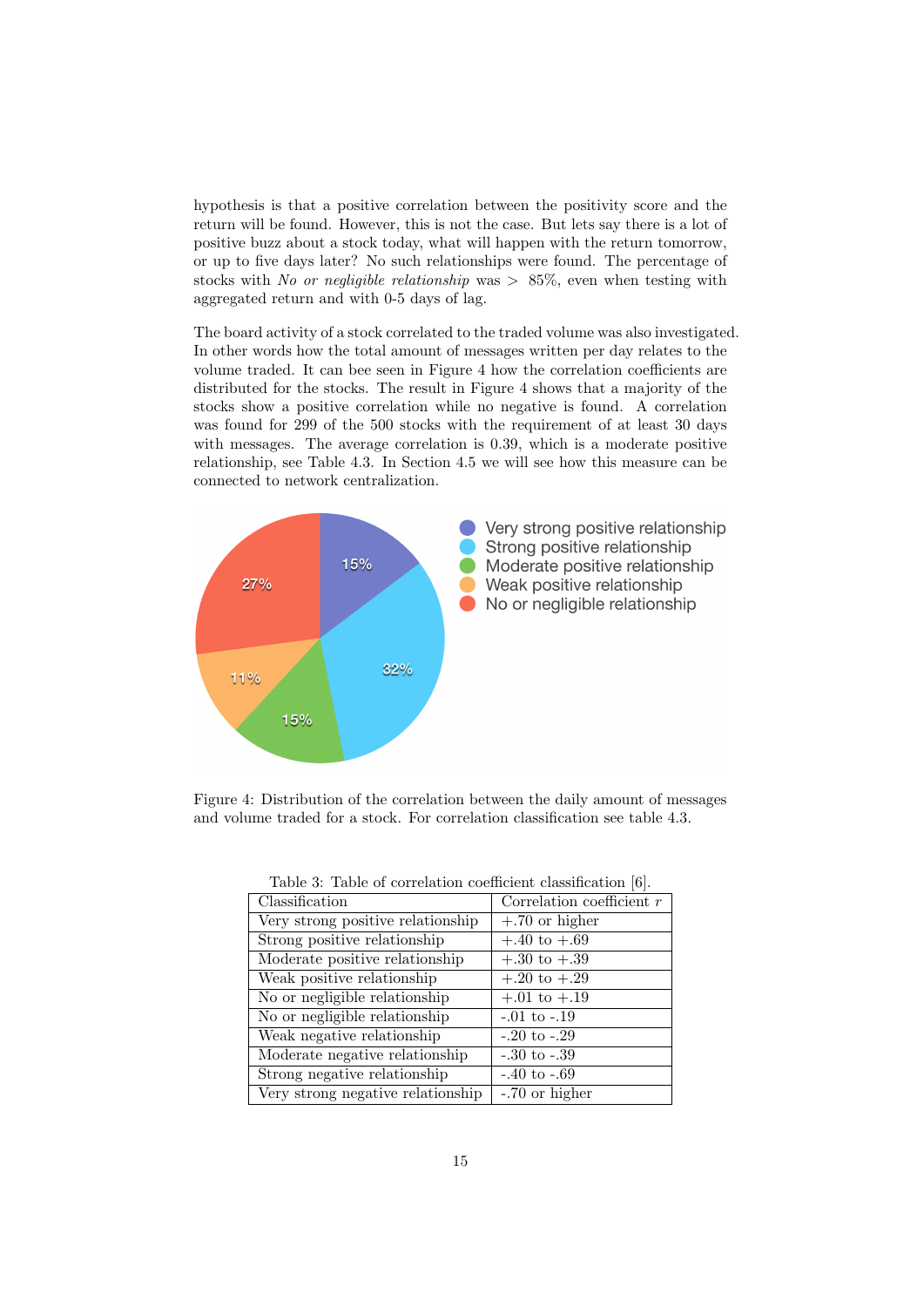hypothesis is that a positive correlation between the positivity score and the return will be found. However, this is not the case. But lets say there is a lot of positive buzz about a stock today, what will happen with the return tomorrow, or up to five days later? No such relationships were found. The percentage of stocks with *No or negligible relationship* was > 85%, even when testing with aggregated return and with 0-5 days of lag.

The board activity of a stock correlated to the traded volume was also investigated. In other words how the total amount of messages written per day relates to the volume traded. It can bee seen in Figure 4 how the correlation coefficients are distributed for the stocks. The result in Figure 4 shows that a majority of the stocks show a positive correlation while no negative is found. A correlation was found for 299 of the 500 stocks with the requirement of at least 30 days with messages. The average correlation is 0.39, which is a moderate positive relationship, see Table 4.3. In Section 4.5 we will see how this measure can be connected to network centralization.

Figure 4: Distribution of the correlation between the daily amount of messages and volume traded for a stock. For correlation classification see table 4.3.

Table 3: Table of correlation coefficient classification [6].

| Classification | Correlation coefficient $r$ |
|---|---|
| Very strong positive relationship | +.70 or higher |
| Strong positive relationship | +.40 to +.69 |
| Moderate positive relationship | +.30 to +.39 |
| Weak positive relationship | +.20 to +.29 |
| No or negligible relationship | +.01 to +.19 |
| No or negligible relationship | -.01 to -.19 |
| Weak negative relationship | -.20 to -.29 |
| Moderate negative relationship | -.30 to -.39 |
| Strong negative relationship | -.40 to -.69 |
| Very strong negative relationship | -.70 or higher |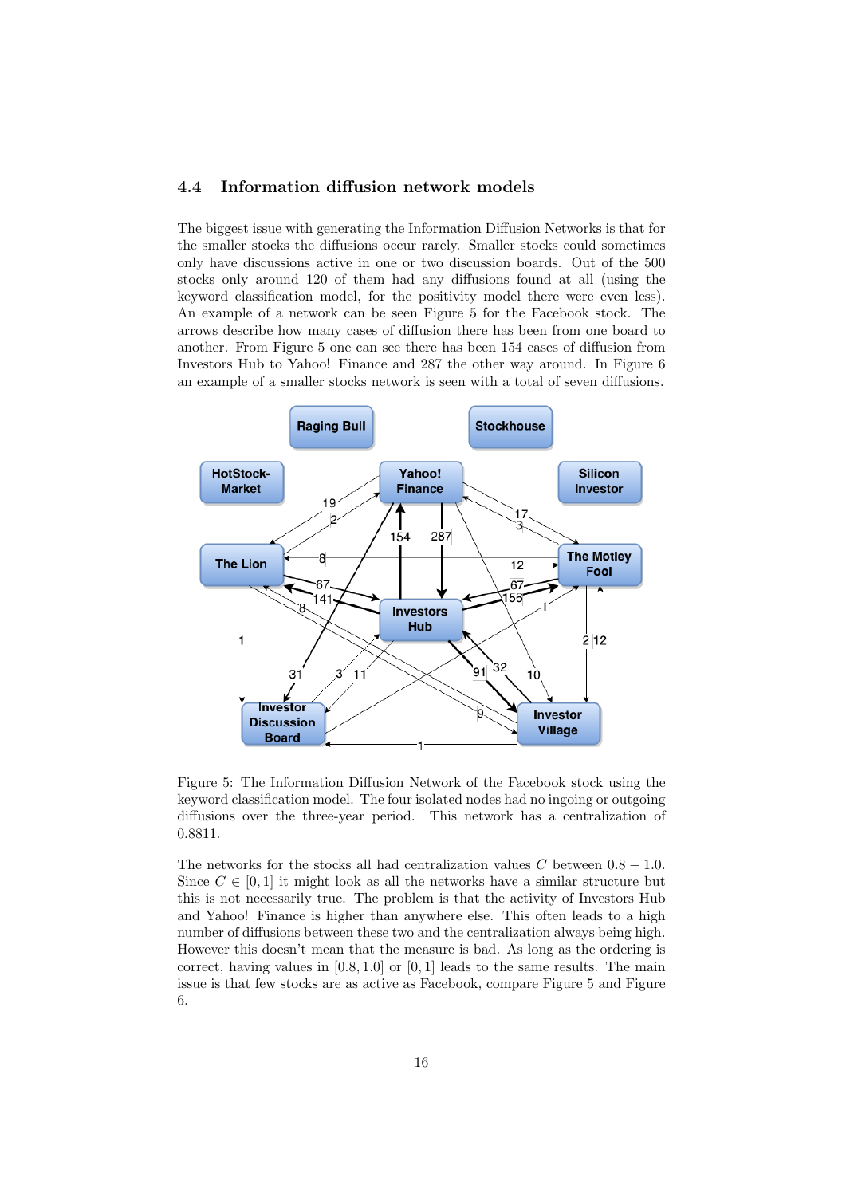### 4.4 Information diffusion network models

The biggest issue with generating the Information Diffusion Networks is that for the smaller stocks the diffusions occur rarely. Smaller stocks could sometimes only have discussions active in one or two discussion boards. Out of the 500 stocks only around 120 of them had any diffusions found at all (using the keyword classification model, for the positivity model there were even less). An example of a network can be seen Figure 5 for the Facebook stock. The arrows describe how many cases of diffusion there has been from one board to another. From Figure 5 one can see there has been 154 cases of diffusion from Investors Hub to Yahoo! Finance and 287 the other way around. In Figure 6 an example of a smaller stocks network is seen with a total of seven diffusions.

Figure 5: The Information Diffusion Network of the Facebook stock using the keyword classification model. The four isolated nodes had no ingoing or outgoing diffusions over the three-year period. This network has a centralization of 0.8811.

The networks for the stocks all had centralization values $C$ between $0.8 - 1.0$. Since $C \in [0, 1]$ it might look as all the networks have a similar structure but this is not necessarily true. The problem is that the activity of Investors Hub and Yahoo! Finance is higher than anywhere else. This often leads to a high number of diffusions between these two and the centralization always being high. However this doesn't mean that the measure is bad. As long as the ordering is correct, having values in $[0.8, 1.0]$ or $[0, 1]$ leads to the same results. The main issue is that few stocks are as active as Facebook, compare Figure 5 and Figure 6.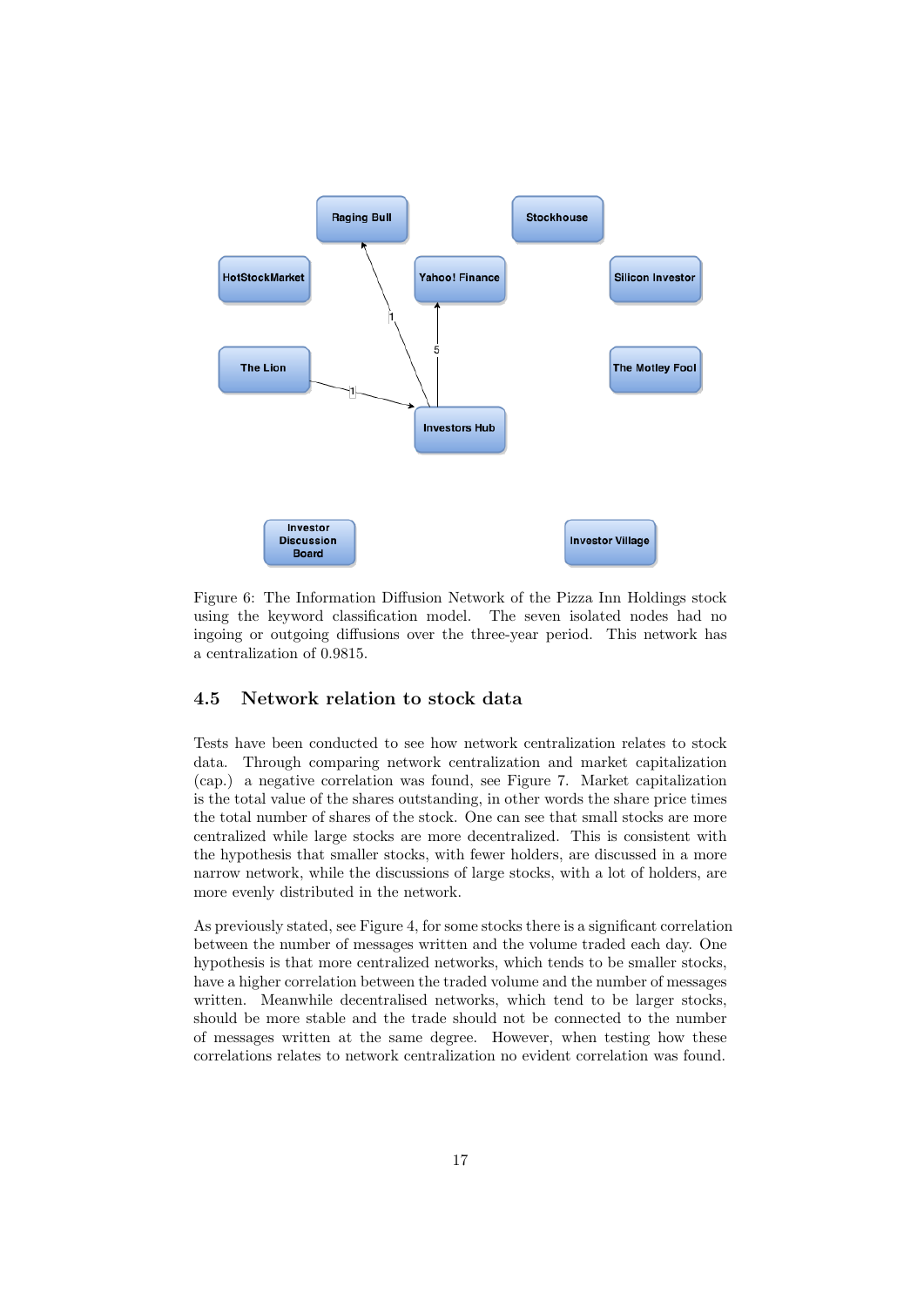Figure 6: The Information Diffusion Network of the Pizza Inn Holdings stock using the keyword classification model. The seven isolated nodes had no ingoing or outgoing diffusions over the three-year period. This network has a centralization of 0.9815.

## 4.5 Network relation to stock data

Tests have been conducted to see how network centralization relates to stock data. Through comparing network centralization and market capitalization (cap.) a negative correlation was found, see Figure 7. Market capitalization is the total value of the shares outstanding, in other words the share price times the total number of shares of the stock. One can see that small stocks are more centralized while large stocks are more decentralized. This is consistent with the hypothesis that smaller stocks, with fewer holders, are discussed in a more narrow network, while the discussions of large stocks, with a lot of holders, are more evenly distributed in the network.

As previously stated, see Figure 4, for some stocks there is a significant correlation between the number of messages written and the volume traded each day. One hypothesis is that more centralized networks, which tends to be smaller stocks, have a higher correlation between the traded volume and the number of messages written. Meanwhile decentralised networks, which tend to be larger stocks, should be more stable and the trade should not be connected to the number of messages written at the same degree. However, when testing how these correlations relates to network centralization no evident correlation was found.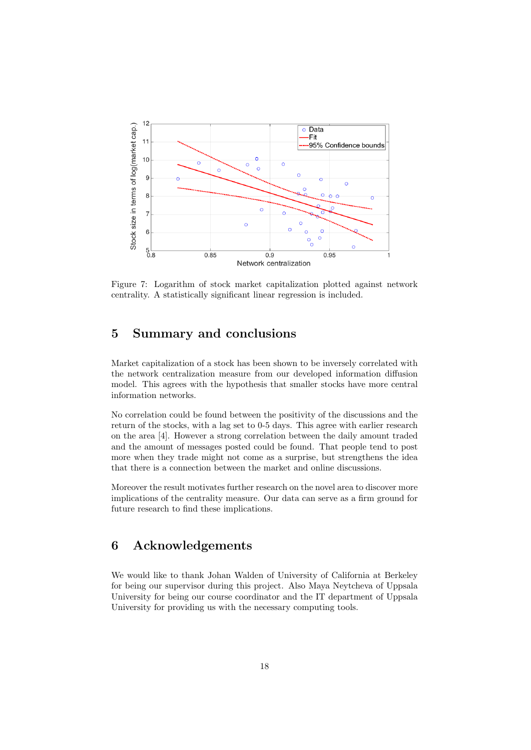Figure 7: Logarithm of stock market capitalization plotted against network centrality. A statistically significant linear regression is included.

## 5 Summary and conclusions

Market capitalization of a stock has been shown to be inversely correlated with the network centralization measure from our developed information diffusion model. This agrees with the hypothesis that smaller stocks have more central information networks.

No correlation could be found between the positivity of the discussions and the return of the stocks, with a lag set to 0-5 days. This agree with earlier research on the area [4]. However a strong correlation between the daily amount traded and the amount of messages posted could be found. That people tend to post more when they trade might not come as a surprise, but strengthens the idea that there is a connection between the market and online discussions.

Moreover the result motivates further research on the novel area to discover more implications of the centrality measure. Our data can serve as a firm ground for future research to find these implications.

## 6 Acknowledgements

We would like to thank Johan Walden of University of California at Berkeley for being our supervisor during this project. Also Maya Neytcheva of Uppsala University for being our course coordinator and the IT department of Uppsala University for providing us with the necessary computing tools.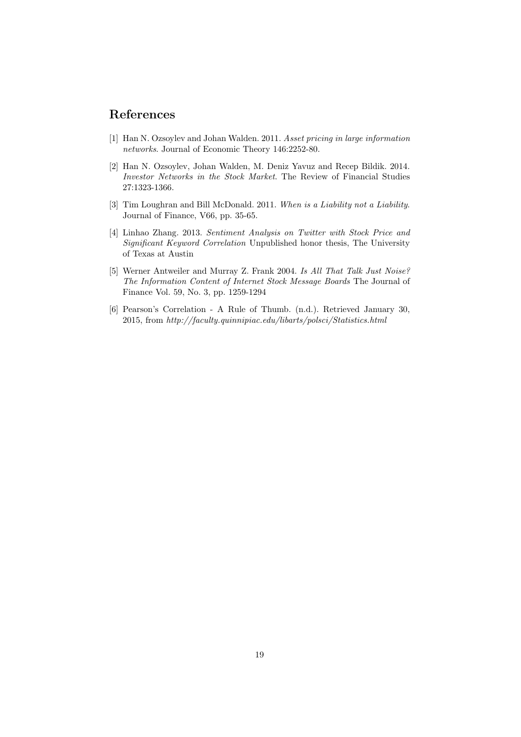## References

[1] Han N. Ozsoylev and Johan Walden. 2011. *Asset pricing in large information networks*. Journal of Economic Theory 146:2252-80.

[2] Han N. Ozsoylev, Johan Walden, M. Deniz Yavuz and Recep Bildik. 2014. *Investor Networks in the Stock Market*. The Review of Financial Studies 27:1323-1366.

[3] Tim Loughran and Bill McDonald. 2011. *When is a Liability not a Liability*. Journal of Finance, V66, pp. 35-65.

[4] Linhao Zhang. 2013. *Sentiment Analysis on Twitter with Stock Price and Significant Keyword Correlation* Unpublished honor thesis, The University of Texas at Austin

[5] Werner Antweiler and Murray Z. Frank 2004. *Is All That Talk Just Noise? The Information Content of Internet Stock Message Boards* The Journal of Finance Vol. 59, No. 3, pp. 1259-1294

[6] Pearson's Correlation - A Rule of Thumb. (n.d.). Retrieved January 30, 2015, from *http://faculty.quinnipiac.edu/libarts/polsci/Statistics.html*